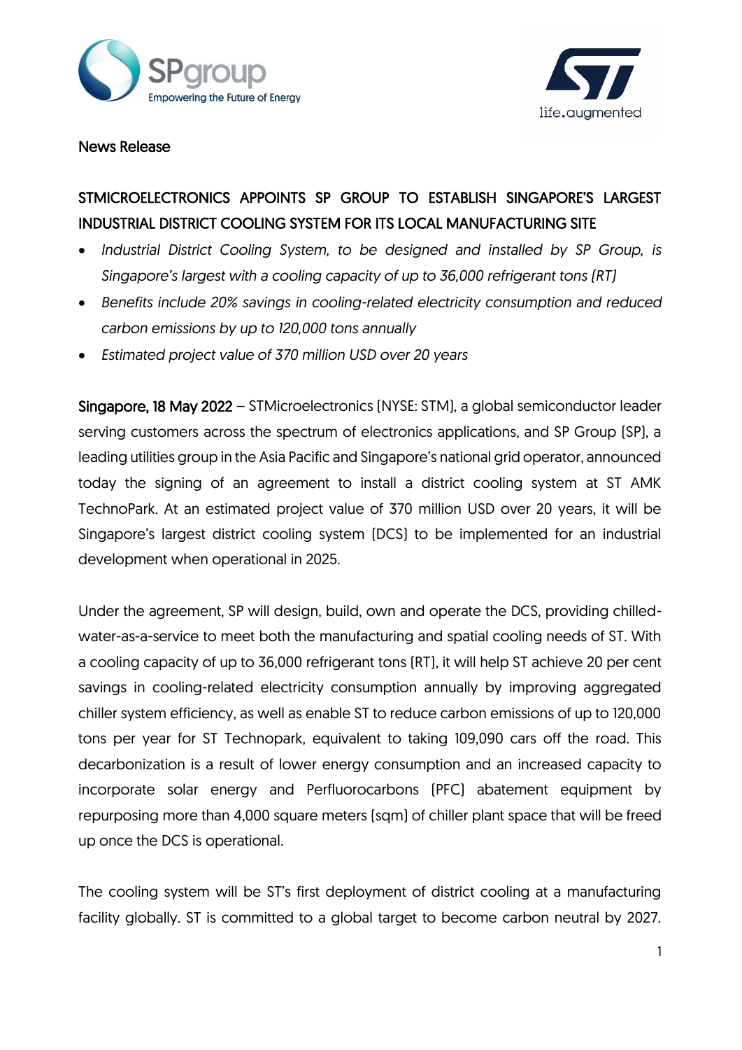News Release

# STMICROELECTRONICS APPOINTS SP GROUP TO ESTABLISH SINGAPORE'S LARGEST INDUSTRIAL DISTRICT COOLING SYSTEM FOR ITS LOCAL MANUFACTURING SITE

- *Industrial District Cooling System, to be designed and installed by SP Group, is Singapore's largest with a cooling capacity of up to 36,000 refrigerant tons (RT)*
- *Benefits include 20% savings in cooling-related electricity consumption and reduced carbon emissions by up to 120,000 tons annually*
- *Estimated project value of 370 million USD over 20 years*

**Singapore, 18 May 2022** – STMicroelectronics (NYSE: STM), a global semiconductor leader serving customers across the spectrum of electronics applications, and SP Group (SP), a leading utilities group in the Asia Pacific and Singapore's national grid operator, announced today the signing of an agreement to install a district cooling system at ST AMK TechnoPark. At an estimated project value of 370 million USD over 20 years, it will be Singapore's largest district cooling system (DCS) to be implemented for an industrial development when operational in 2025.

Under the agreement, SP will design, build, own and operate the DCS, providing chilled-water-as-a-service to meet both the manufacturing and spatial cooling needs of ST. With a cooling capacity of up to 36,000 refrigerant tons (RT), it will help ST achieve 20 per cent savings in cooling-related electricity consumption annually by improving aggregated chiller system efficiency, as well as enable ST to reduce carbon emissions of up to 120,000 tons per year for ST Technopark, equivalent to taking 109,090 cars off the road. This decarbonization is a result of lower energy consumption and an increased capacity to incorporate solar energy and Perfluorocarbons (PFC) abatement equipment by repurposing more than 4,000 square meters (sqm) of chiller plant space that will be freed up once the DCS is operational.

The cooling system will be ST's first deployment of district cooling at a manufacturing facility globally. ST is committed to a global target to become carbon neutral by 2027.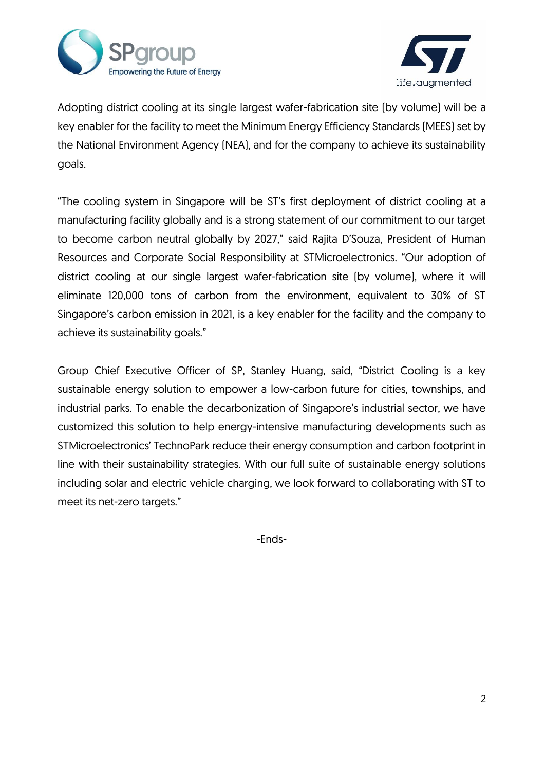Adopting district cooling at its single largest wafer-fabrication site (by volume) will be a key enabler for the facility to meet the Minimum Energy Efficiency Standards (MEES) set by the National Environment Agency (NEA), and for the company to achieve its sustainability goals.

"The cooling system in Singapore will be ST's first deployment of district cooling at a manufacturing facility globally and is a strong statement of our commitment to our target to become carbon neutral globally by 2027," said Rajita D'Souza, President of Human Resources and Corporate Social Responsibility at STMicroelectronics. "Our adoption of district cooling at our single largest wafer-fabrication site (by volume), where it will eliminate 120,000 tons of carbon from the environment, equivalent to 30% of ST Singapore's carbon emission in 2021, is a key enabler for the facility and the company to achieve its sustainability goals."

Group Chief Executive Officer of SP, Stanley Huang, said, "District Cooling is a key sustainable energy solution to empower a low-carbon future for cities, townships, and industrial parks. To enable the decarbonization of Singapore's industrial sector, we have customized this solution to help energy-intensive manufacturing developments such as STMicroelectronics' TechnoPark reduce their energy consumption and carbon footprint in line with their sustainability strategies. With our full suite of sustainable energy solutions including solar and electric vehicle charging, we look forward to collaborating with ST to meet its net-zero targets."

-Ends-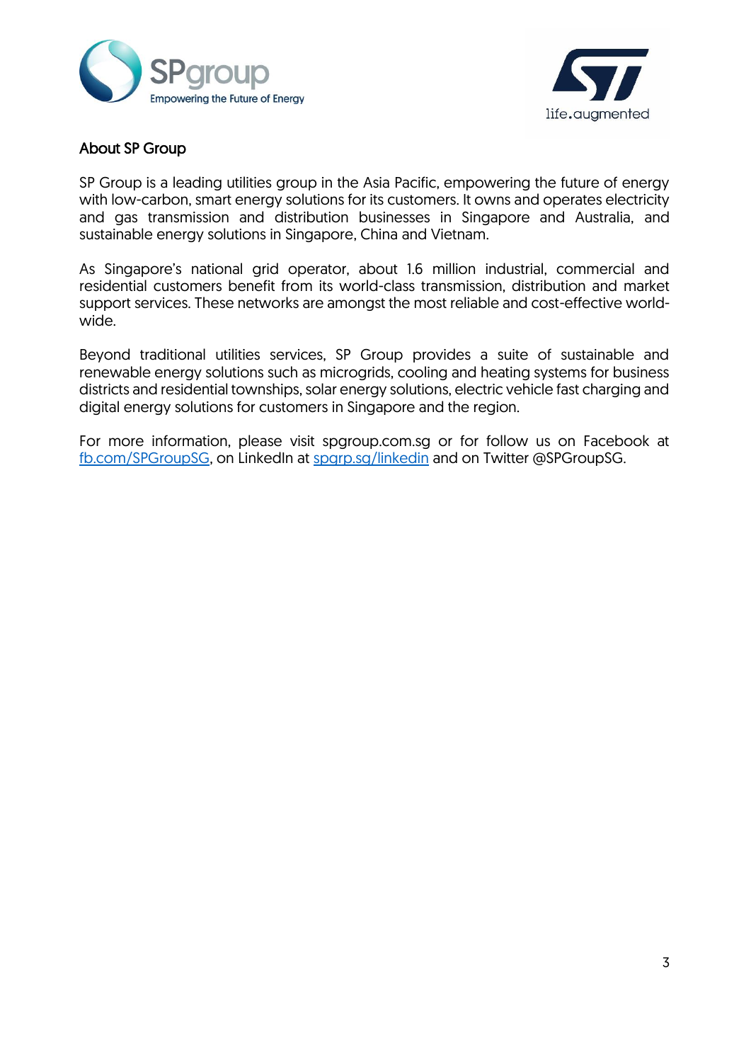## About SP Group

SP Group is a leading utilities group in the Asia Pacific, empowering the future of energy with low-carbon, smart energy solutions for its customers. It owns and operates electricity and gas transmission and distribution businesses in Singapore and Australia, and sustainable energy solutions in Singapore, China and Vietnam.

As Singapore's national grid operator, about 1.6 million industrial, commercial and residential customers benefit from its world-class transmission, distribution and market support services. These networks are amongst the most reliable and cost-effective world-wide.

Beyond traditional utilities services, SP Group provides a suite of sustainable and renewable energy solutions such as microgrids, cooling and heating systems for business districts and residential townships, solar energy solutions, electric vehicle fast charging and digital energy solutions for customers in Singapore and the region.

For more information, please visit spgroup.com.sg or for follow us on Facebook at fb.com/SPGroupSG, on LinkedIn at spgrp.sg/linkedin and on Twitter @SPGroupSG.